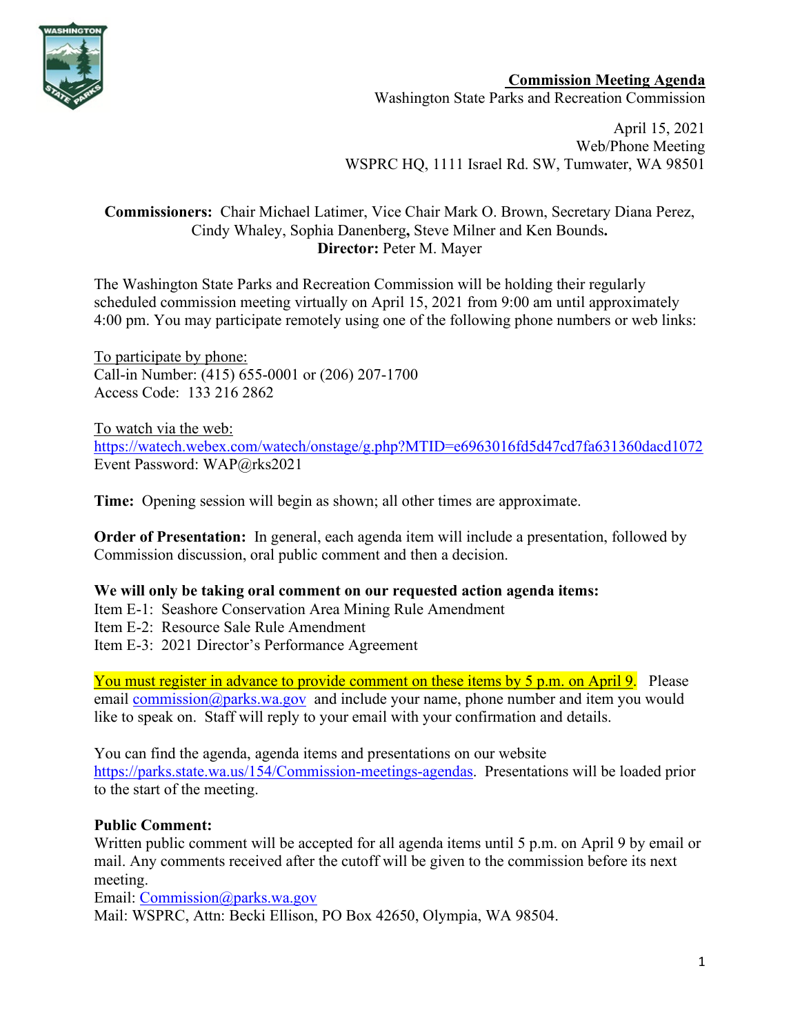**Commission Meeting Agenda**
Washington State Parks and Recreation Commission

April 15, 2021
Web/Phone Meeting
WSPRC HQ, 1111 Israel Rd. SW, Tumwater, WA 98501

**Commissioners:** Chair Michael Latimer, Vice Chair Mark O. Brown, Secretary Diana Perez, Cindy Whaley, Sophia Danenberg**,** Steve Milner and Ken Bounds**.**
**Director:** Peter M. Mayer

The Washington State Parks and Recreation Commission will be holding their regularly scheduled commission meeting virtually on April 15, 2021 from 9:00 am until approximately 4:00 pm. You may participate remotely using one of the following phone numbers or web links:

To participate by phone:
Call-in Number: (415) 655-0001 or (206) 207-1700
Access Code: 133 216 2862

To watch via the web:
https://watech.webex.com/watech/onstage/g.php?MTID=e6963016fd5d47cd7fa631360dacd1072
Event Password: WAP@rks2021

**Time:** Opening session will begin as shown; all other times are approximate.

**Order of Presentation:** In general, each agenda item will include a presentation, followed by Commission discussion, oral public comment and then a decision.

**We will only be taking oral comment on our requested action agenda items:**
Item E-1: Seashore Conservation Area Mining Rule Amendment
Item E-2: Resource Sale Rule Amendment
Item E-3: 2021 Director's Performance Agreement

You must register in advance to provide comment on these items by 5 p.m. on April 9. Please email commission@parks.wa.gov and include your name, phone number and item you would like to speak on. Staff will reply to your email with your confirmation and details.

You can find the agenda, agenda items and presentations on our website https://parks.state.wa.us/154/Commission-meetings-agendas. Presentations will be loaded prior to the start of the meeting.

**Public Comment:**
Written public comment will be accepted for all agenda items until 5 p.m. on April 9 by email or mail. Any comments received after the cutoff will be given to the commission before its next meeting.
Email: Commission@parks.wa.gov
Mail: WSPRC, Attn: Becki Ellison, PO Box 42650, Olympia, WA 98504.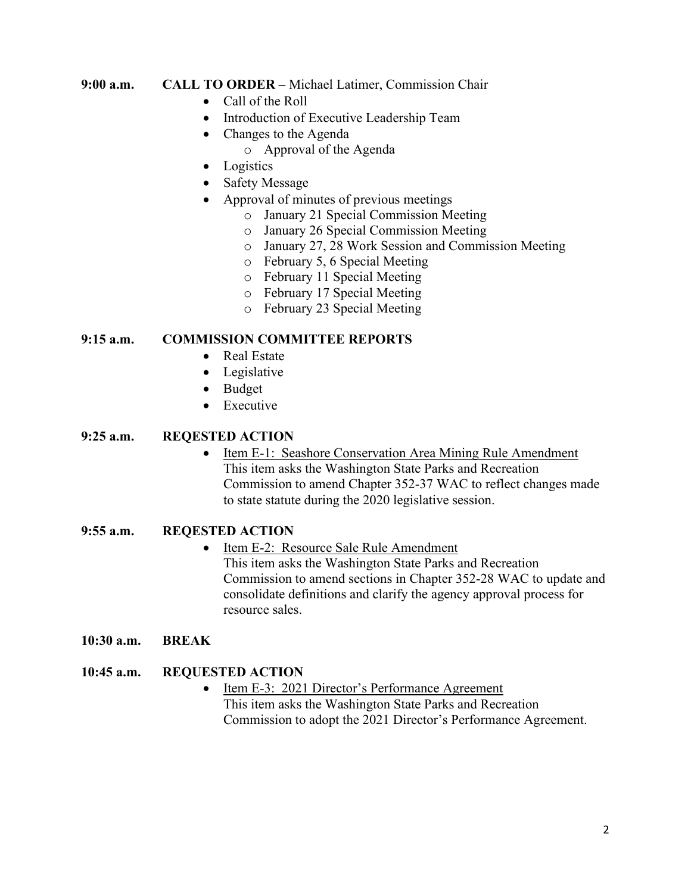**9:00 a.m.** **CALL TO ORDER** – Michael Latimer, Commission Chair

- Call of the Roll
- Introduction of Executive Leadership Team
- Changes to the Agenda
  - Approval of the Agenda
- Logistics
- Safety Message
- Approval of minutes of previous meetings
  - January 21 Special Commission Meeting
  - January 26 Special Commission Meeting
  - January 27, 28 Work Session and Commission Meeting
  - February 5, 6 Special Meeting
  - February 11 Special Meeting
  - February 17 Special Meeting
  - February 23 Special Meeting

**9:15 a.m.** **COMMISSION COMMITTEE REPORTS**

- Real Estate
- Legislative
- Budget
- Executive

**9:25 a.m.** **REQESTED ACTION**

- Item E-1: Seashore Conservation Area Mining Rule Amendment
  This item asks the Washington State Parks and Recreation Commission to amend Chapter 352-37 WAC to reflect changes made to state statute during the 2020 legislative session.

**9:55 a.m.** **REQESTED ACTION**

- Item E-2: Resource Sale Rule Amendment
  This item asks the Washington State Parks and Recreation Commission to amend sections in Chapter 352-28 WAC to update and consolidate definitions and clarify the agency approval process for resource sales.

**10:30 a.m.** **BREAK**

**10:45 a.m.** **REQUESTED ACTION**

- Item E-3: 2021 Director's Performance Agreement
  This item asks the Washington State Parks and Recreation Commission to adopt the 2021 Director's Performance Agreement.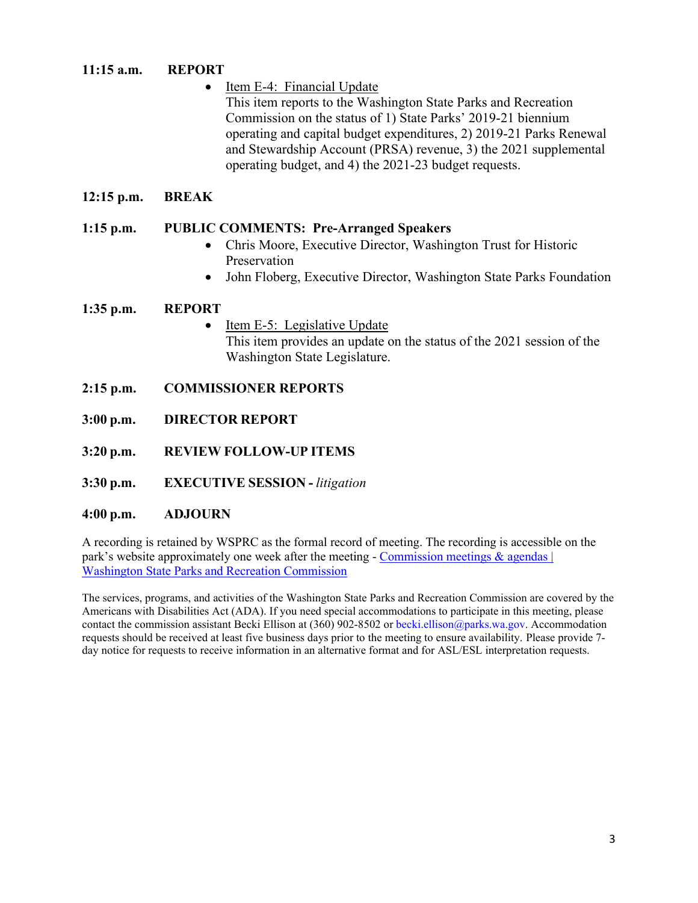**11:15 a.m.** **REPORT**

- Item E-4: Financial Update
  This item reports to the Washington State Parks and Recreation Commission on the status of 1) State Parks' 2019-21 biennium operating and capital budget expenditures, 2) 2019-21 Parks Renewal and Stewardship Account (PRSA) revenue, 3) the 2021 supplemental operating budget, and 4) the 2021-23 budget requests.

**12:15 p.m.** **BREAK**

**1:15 p.m.** **PUBLIC COMMENTS: Pre-Arranged Speakers**

- Chris Moore, Executive Director, Washington Trust for Historic Preservation
- John Floberg, Executive Director, Washington State Parks Foundation

**1:35 p.m.** **REPORT**

- Item E-5: Legislative Update
  This item provides an update on the status of the 2021 session of the Washington State Legislature.

**2:15 p.m.** **COMMISSIONER REPORTS**

**3:00 p.m.** **DIRECTOR REPORT**

**3:20 p.m.** **REVIEW FOLLOW-UP ITEMS**

**3:30 p.m.** **EXECUTIVE SESSION -** *litigation*

**4:00 p.m.** **ADJOURN**

A recording is retained by WSPRC as the formal record of meeting. The recording is accessible on the park's website approximately one week after the meeting - [Commission meetings & agendas | Washington State Parks and Recreation Commission]

The services, programs, and activities of the Washington State Parks and Recreation Commission are covered by the Americans with Disabilities Act (ADA). If you need special accommodations to participate in this meeting, please contact the commission assistant Becki Ellison at (360) 902-8502 or becki.ellison@parks.wa.gov. Accommodation requests should be received at least five business days prior to the meeting to ensure availability. Please provide 7-day notice for requests to receive information in an alternative format and for ASL/ESL interpretation requests.